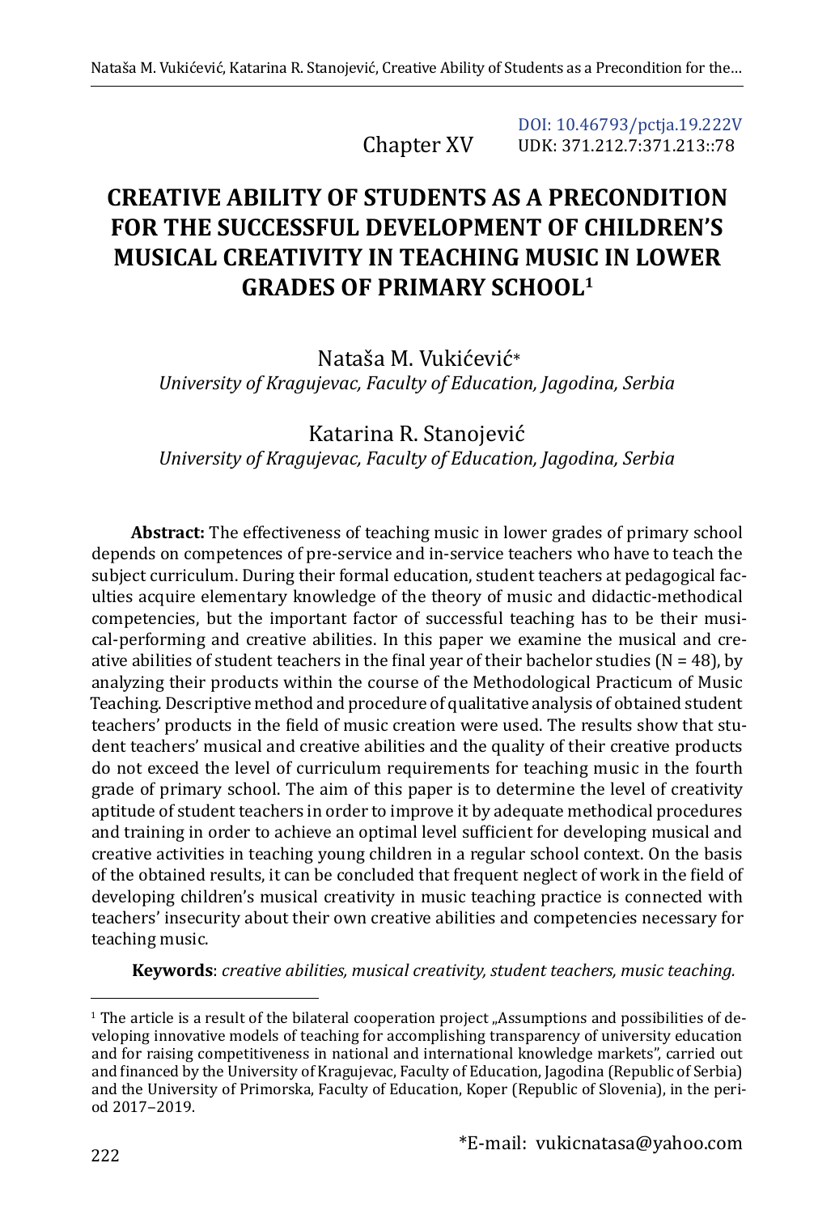DOI: 10.46793/pctja.19.222V

Chapter XV

UDK: 371.212.7:371.213::78

# CREATIVE ABILITY OF STUDENTS AS A PRECONDITION FOR THE SUCCESSFUL DEVELOPMENT OF CHILDREN'S MUSICAL CREATIVITY IN TEACHING MUSIC IN LOWER GRADES OF PRIMARY SCHOOL[1]

Nataša M. Vukićević*

*University of Kragujevac, Faculty of Education, Jagodina, Serbia*

Katarina R. Stanojević

*University of Kragujevac, Faculty of Education, Jagodina, Serbia*

**Abstract:** The effectiveness of teaching music in lower grades of primary school depends on competences of pre-service and in-service teachers who have to teach the subject curriculum. During their formal education, student teachers at pedagogical faculties acquire elementary knowledge of the theory of music and didactic-methodical competencies, but the important factor of successful teaching has to be their musical-performing and creative abilities. In this paper we examine the musical and creative abilities of student teachers in the final year of their bachelor studies (N = 48), by analyzing their products within the course of the Methodological Practicum of Music Teaching. Descriptive method and procedure of qualitative analysis of obtained student teachers' products in the field of music creation were used. The results show that student teachers' musical and creative abilities and the quality of their creative products do not exceed the level of curriculum requirements for teaching music in the fourth grade of primary school. The aim of this paper is to determine the level of creativity aptitude of student teachers in order to improve it by adequate methodical procedures and training in order to achieve an optimal level sufficient for developing musical and creative activities in teaching young children in a regular school context. On the basis of the obtained results, it can be concluded that frequent neglect of work in the field of developing children's musical creativity in music teaching practice is connected with teachers' insecurity about their own creative abilities and competencies necessary for teaching music.

**Keywords**: *creative abilities, musical creativity, student teachers, music teaching.*

---

[1] The article is a result of the bilateral cooperation project „Assumptions and possibilities of developing innovative models of teaching for accomplishing transparency of university education and for raising competitiveness in national and international knowledge markets", carried out and financed by the University of Kragujevac, Faculty of Education, Jagodina (Republic of Serbia) and the University of Primorska, Faculty of Education, Koper (Republic of Slovenia), in the period 2017–2019.

*E-mail: vukicnatasa@yahoo.com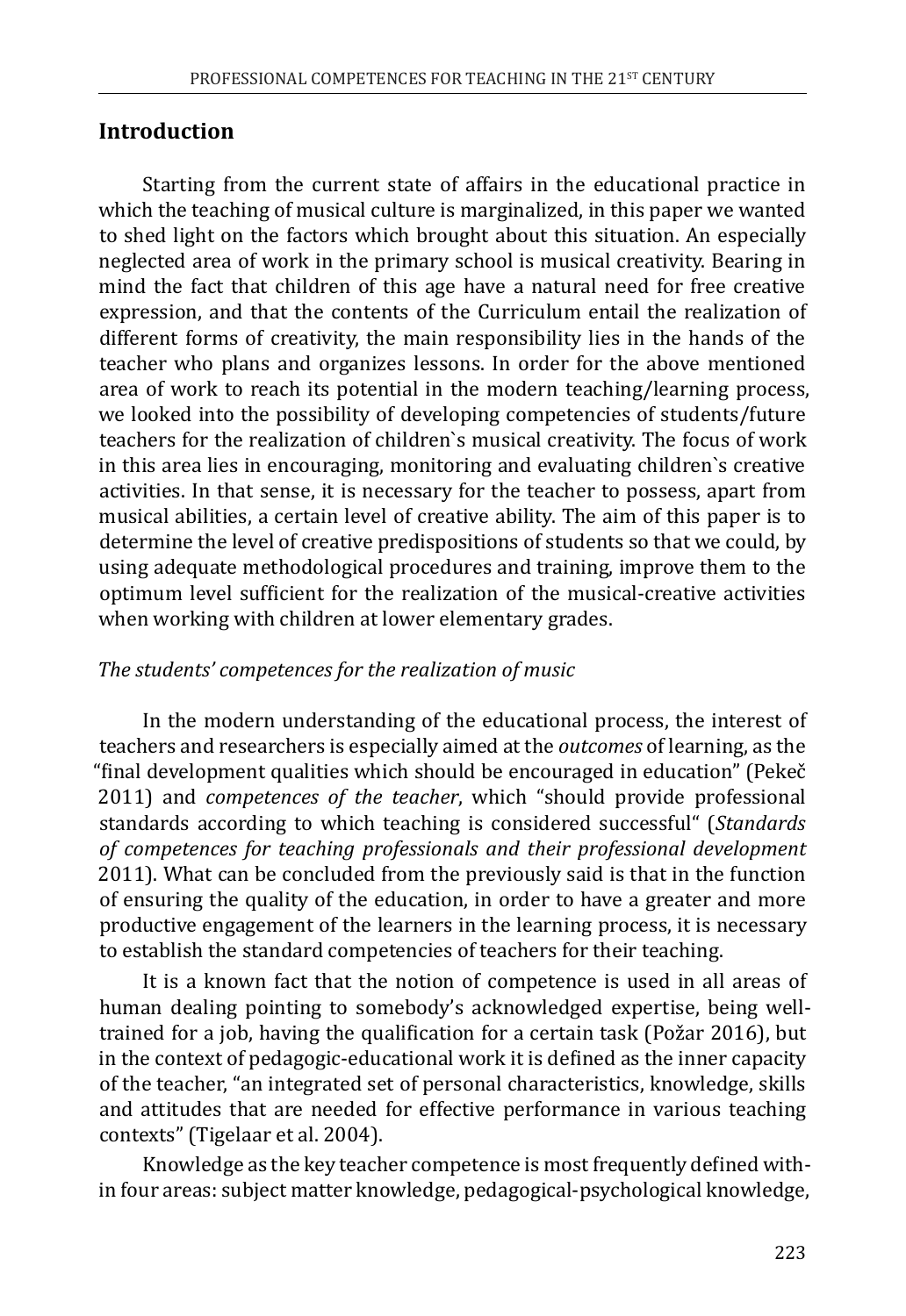## Introduction

Starting from the current state of affairs in the educational practice in which the teaching of musical culture is marginalized, in this paper we wanted to shed light on the factors which brought about this situation. An especially neglected area of work in the primary school is musical creativity. Bearing in mind the fact that children of this age have a natural need for free creative expression, and that the contents of the Curriculum entail the realization of different forms of creativity, the main responsibility lies in the hands of the teacher who plans and organizes lessons. In order for the above mentioned area of work to reach its potential in the modern teaching/learning process, we looked into the possibility of developing competencies of students/future teachers for the realization of children`s musical creativity. The focus of work in this area lies in encouraging, monitoring and evaluating children`s creative activities. In that sense, it is necessary for the teacher to possess, apart from musical abilities, a certain level of creative ability. The aim of this paper is to determine the level of creative predispositions of students so that we could, by using adequate methodological procedures and training, improve them to the optimum level sufficient for the realization of the musical-creative activities when working with children at lower elementary grades.

### *The students' competences for the realization of music*

In the modern understanding of the educational process, the interest of teachers and researchers is especially aimed at the *outcomes* of learning, as the "final development qualities which should be encouraged in education" (Pekeč 2011) and *competences of the teacher*, which "should provide professional standards according to which teaching is considered successful" (*Standards of competences for teaching professionals and their professional development* 2011). What can be concluded from the previously said is that in the function of ensuring the quality of the education, in order to have a greater and more productive engagement of the learners in the learning process, it is necessary to establish the standard competencies of teachers for their teaching.

It is a known fact that the notion of competence is used in all areas of human dealing pointing to somebody's acknowledged expertise, being well-trained for a job, having the qualification for a certain task (Požar 2016), but in the context of pedagogic-educational work it is defined as the inner capacity of the teacher, "an integrated set of personal characteristics, knowledge, skills and attitudes that are needed for effective performance in various teaching contexts" (Tigelaar et al. 2004).

Knowledge as the key teacher competence is most frequently defined within four areas: subject matter knowledge, pedagogical-psychological knowledge,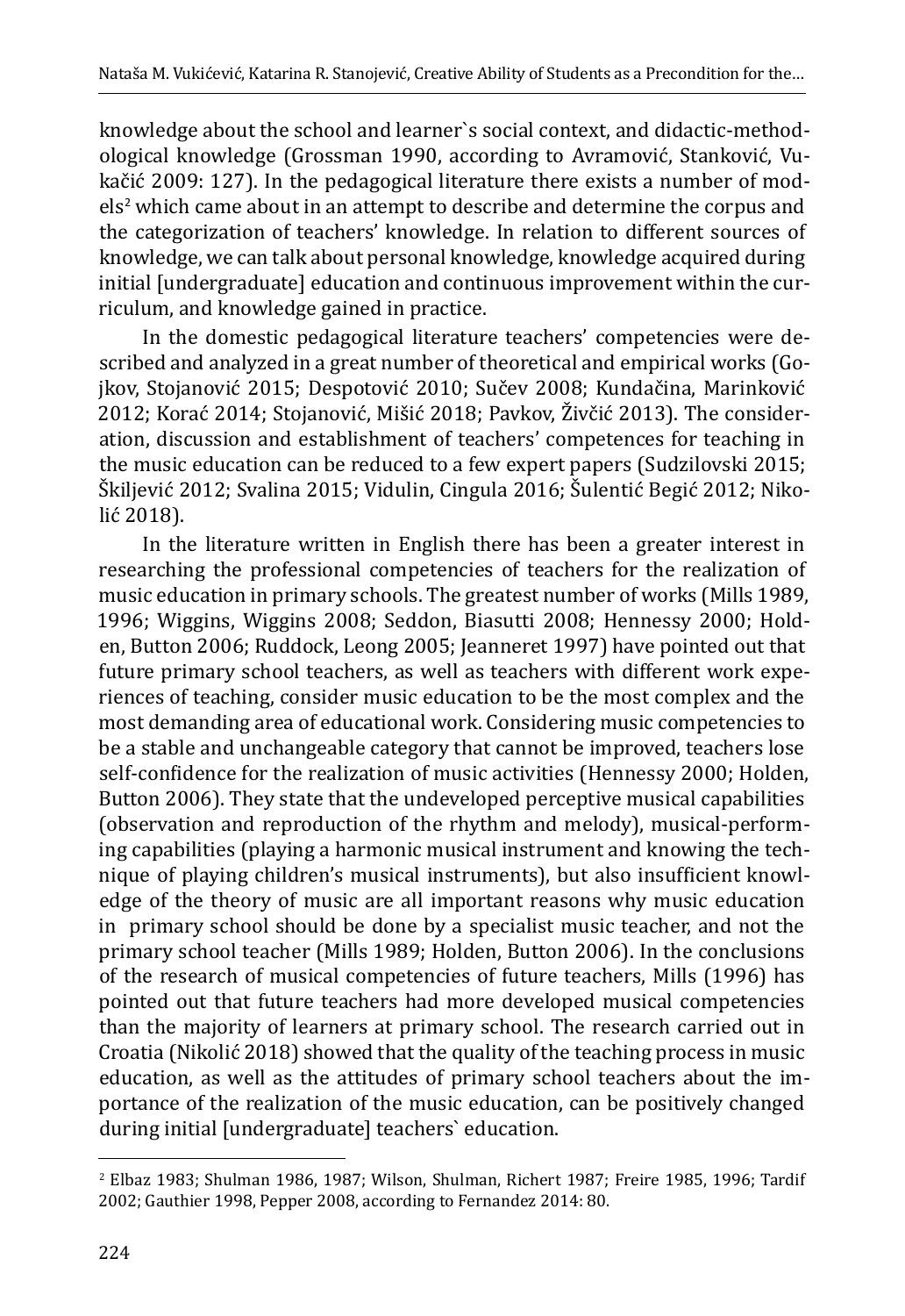knowledge about the school and learner`s social context, and didactic-methodological knowledge (Grossman 1990, according to Avramović, Stanković, Vukačić 2009: 127). In the pedagogical literature there exists a number of models[2] which came about in an attempt to describe and determine the corpus and the categorization of teachers' knowledge. In relation to different sources of knowledge, we can talk about personal knowledge, knowledge acquired during initial [undergraduate] education and continuous improvement within the curriculum, and knowledge gained in practice.

In the domestic pedagogical literature teachers' competencies were described and analyzed in a great number of theoretical and empirical works (Gojkov, Stojanović 2015; Despotović 2010; Sučev 2008; Kundačina, Marinković 2012; Korać 2014; Stojanović, Mišić 2018; Pavkov, Živčić 2013). The consideration, discussion and establishment of teachers' competences for teaching in the music education can be reduced to a few expert papers (Sudzilovski 2015; Škiljević 2012; Svalina 2015; Vidulin, Cingula 2016; Šulentić Begić 2012; Nikolić 2018).

In the literature written in English there has been a greater interest in researching the professional competencies of teachers for the realization of music education in primary schools. The greatest number of works (Mills 1989, 1996; Wiggins, Wiggins 2008; Seddon, Biasutti 2008; Hennessy 2000; Holden, Button 2006; Ruddock, Leong 2005; Jeanneret 1997) have pointed out that future primary school teachers, as well as teachers with different work experiences of teaching, consider music education to be the most complex and the most demanding area of educational work. Considering music competencies to be a stable and unchangeable category that cannot be improved, teachers lose self-confidence for the realization of music activities (Hennessy 2000; Holden, Button 2006). They state that the undeveloped perceptive musical capabilities (observation and reproduction of the rhythm and melody), musical-performing capabilities (playing a harmonic musical instrument and knowing the technique of playing children's musical instruments), but also insufficient knowledge of the theory of music are all important reasons why music education in primary school should be done by a specialist music teacher, and not the primary school teacher (Mills 1989; Holden, Button 2006). In the conclusions of the research of musical competencies of future teachers, Mills (1996) has pointed out that future teachers had more developed musical competencies than the majority of learners at primary school. The research carried out in Croatia (Nikolić 2018) showed that the quality of the teaching process in music education, as well as the attitudes of primary school teachers about the importance of the realization of the music education, can be positively changed during initial [undergraduate] teachers` education.

[2] Elbaz 1983; Shulman 1986, 1987; Wilson, Shulman, Richert 1987; Freire 1985, 1996; Tardif 2002; Gauthier 1998, Pepper 2008, according to Fernandez 2014: 80.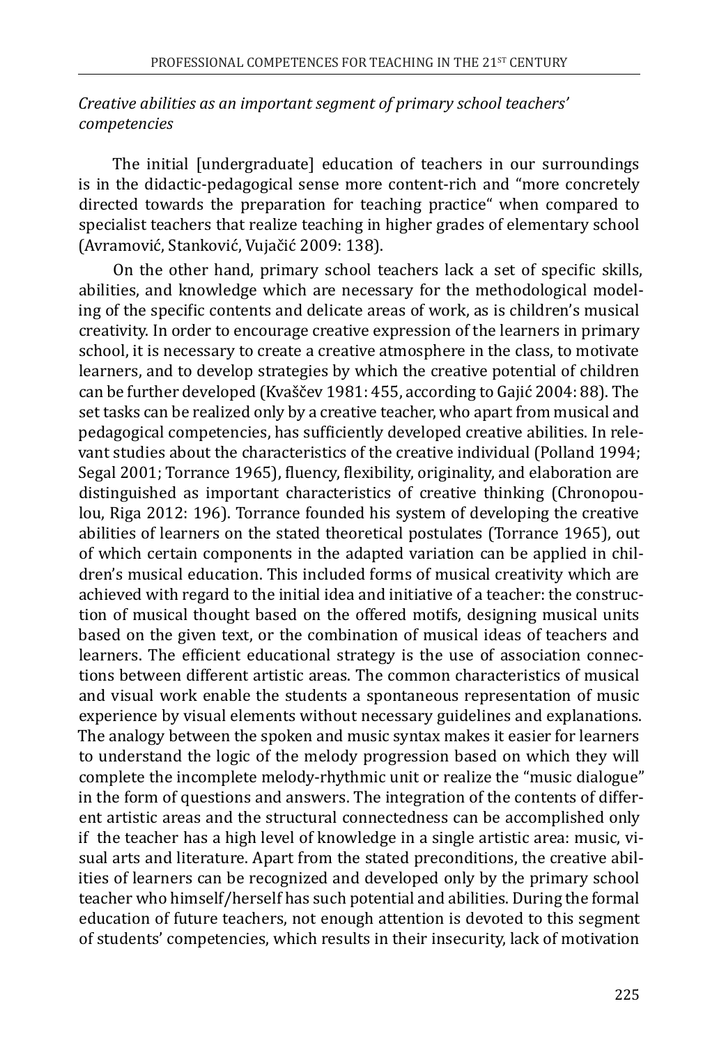*Creative abilities as an important segment of primary school teachers' competencies*

The initial [undergraduate] education of teachers in our surroundings is in the didactic-pedagogical sense more content-rich and "more concretely directed towards the preparation for teaching practice" when compared to specialist teachers that realize teaching in higher grades of elementary school (Avramović, Stanković, Vujačić 2009: 138).

On the other hand, primary school teachers lack a set of specific skills, abilities, and knowledge which are necessary for the methodological modeling of the specific contents and delicate areas of work, as is children's musical creativity. In order to encourage creative expression of the learners in primary school, it is necessary to create a creative atmosphere in the class, to motivate learners, and to develop strategies by which the creative potential of children can be further developed (Kvaščev 1981: 455, according to Gajić 2004: 88). The set tasks can be realized only by a creative teacher, who apart from musical and pedagogical competencies, has sufficiently developed creative abilities. In relevant studies about the characteristics of the creative individual (Polland 1994; Segal 2001; Torrance 1965), fluency, flexibility, originality, and elaboration are distinguished as important characteristics of creative thinking (Chronopoulou, Riga 2012: 196). Torrance founded his system of developing the creative abilities of learners on the stated theoretical postulates (Torrance 1965), out of which certain components in the adapted variation can be applied in children's musical education. This included forms of musical creativity which are achieved with regard to the initial idea and initiative of a teacher: the construction of musical thought based on the offered motifs, designing musical units based on the given text, or the combination of musical ideas of teachers and learners. The efficient educational strategy is the use of association connections between different artistic areas. The common characteristics of musical and visual work enable the students a spontaneous representation of music experience by visual elements without necessary guidelines and explanations. The analogy between the spoken and music syntax makes it easier for learners to understand the logic of the melody progression based on which they will complete the incomplete melody-rhythmic unit or realize the "music dialogue" in the form of questions and answers. The integration of the contents of different artistic areas and the structural connectedness can be accomplished only if the teacher has a high level of knowledge in a single artistic area: music, visual arts and literature. Apart from the stated preconditions, the creative abilities of learners can be recognized and developed only by the primary school teacher who himself/herself has such potential and abilities. During the formal education of future teachers, not enough attention is devoted to this segment of students' competencies, which results in their insecurity, lack of motivation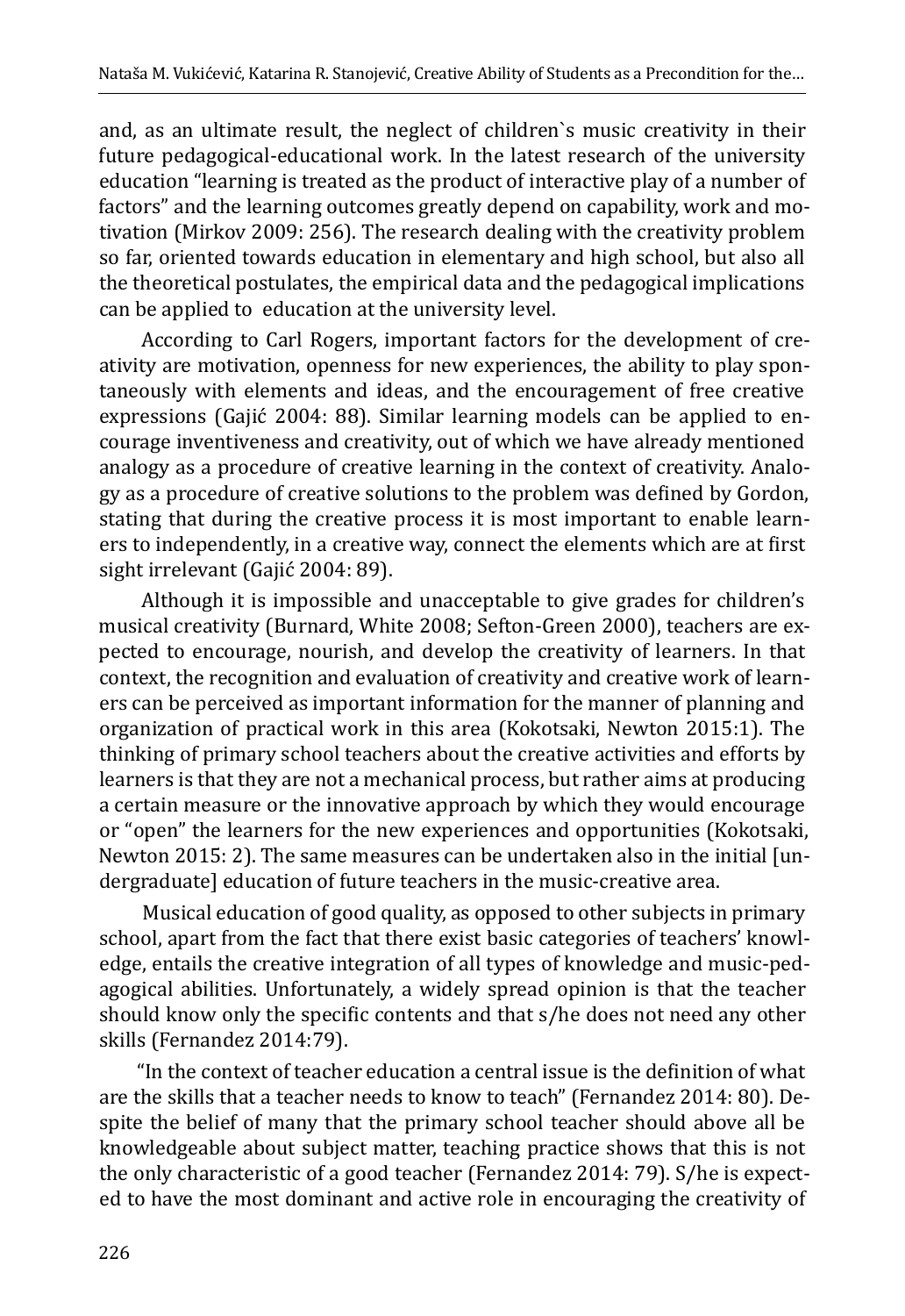and, as an ultimate result, the neglect of children`s music creativity in their future pedagogical-educational work. In the latest research of the university education "learning is treated as the product of interactive play of a number of factors" and the learning outcomes greatly depend on capability, work and motivation (Mirkov 2009: 256). The research dealing with the creativity problem so far, oriented towards education in elementary and high school, but also all the theoretical postulates, the empirical data and the pedagogical implications can be applied to education at the university level.

According to Carl Rogers, important factors for the development of creativity are motivation, openness for new experiences, the ability to play spontaneously with elements and ideas, and the encouragement of free creative expressions (Gajić 2004: 88). Similar learning models can be applied to encourage inventiveness and creativity, out of which we have already mentioned analogy as a procedure of creative learning in the context of creativity. Analogy as a procedure of creative solutions to the problem was defined by Gordon, stating that during the creative process it is most important to enable learners to independently, in a creative way, connect the elements which are at first sight irrelevant (Gajić 2004: 89).

Although it is impossible and unacceptable to give grades for children's musical creativity (Burnard, White 2008; Sefton-Green 2000), teachers are expected to encourage, nourish, and develop the creativity of learners. In that context, the recognition and evaluation of creativity and creative work of learners can be perceived as important information for the manner of planning and organization of practical work in this area (Kokotsaki, Newton 2015:1). The thinking of primary school teachers about the creative activities and efforts by learners is that they are not a mechanical process, but rather aims at producing a certain measure or the innovative approach by which they would encourage or "open" the learners for the new experiences and opportunities (Kokotsaki, Newton 2015: 2). The same measures can be undertaken also in the initial [undergraduate] education of future teachers in the music-creative area.

Musical education of good quality, as opposed to other subjects in primary school, apart from the fact that there exist basic categories of teachers' knowledge, entails the creative integration of all types of knowledge and music-pedagogical abilities. Unfortunately, a widely spread opinion is that the teacher should know only the specific contents and that s/he does not need any other skills (Fernandez 2014:79).

"In the context of teacher education a central issue is the definition of what are the skills that a teacher needs to know to teach" (Fernandez 2014: 80). Despite the belief of many that the primary school teacher should above all be knowledgeable about subject matter, teaching practice shows that this is not the only characteristic of a good teacher (Fernandez 2014: 79). S/he is expected to have the most dominant and active role in encouraging the creativity of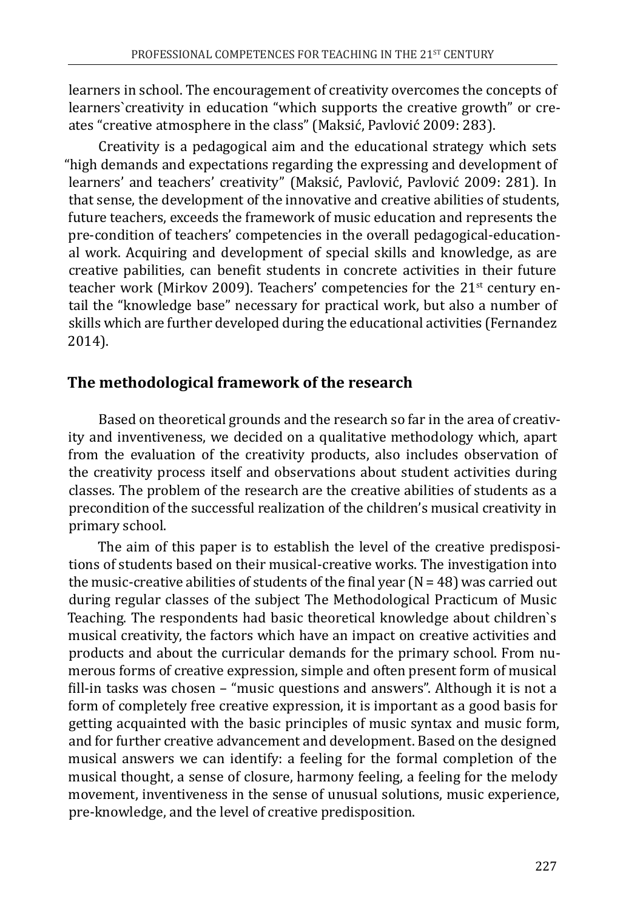learners in school. The encouragement of creativity overcomes the concepts of learners`creativity in education "which supports the creative growth" or creates "creative atmosphere in the class" (Maksić, Pavlović 2009: 283).

Creativity is a pedagogical aim and the educational strategy which sets "high demands and expectations regarding the expressing and development of learners' and teachers' creativity" (Maksić, Pavlović, Pavlović 2009: 281). In that sense, the development of the innovative and creative abilities of students, future teachers, exceeds the framework of music education and represents the pre-condition of teachers' competencies in the overall pedagogical-educational work. Acquiring and development of special skills and knowledge, as are creative pabilities, can benefit students in concrete activities in their future teacher work (Mirkov 2009). Teachers' competencies for the 21st century entail the "knowledge base" necessary for practical work, but also a number of skills which are further developed during the educational activities (Fernandez 2014).

## The methodological framework of the research

Based on theoretical grounds and the research so far in the area of creativity and inventiveness, we decided on a qualitative methodology which, apart from the evaluation of the creativity products, also includes observation of the creativity process itself and observations about student activities during classes. The problem of the research are the creative abilities of students as a precondition of the successful realization of the children's musical creativity in primary school.

The aim of this paper is to establish the level of the creative predispositions of students based on their musical-creative works. The investigation into the music-creative abilities of students of the final year (N = 48) was carried out during regular classes of the subject The Methodological Practicum of Music Teaching. The respondents had basic theoretical knowledge about children`s musical creativity, the factors which have an impact on creative activities and products and about the curricular demands for the primary school. From numerous forms of creative expression, simple and often present form of musical fill-in tasks was chosen – "music questions and answers". Although it is not a form of completely free creative expression, it is important as a good basis for getting acquainted with the basic principles of music syntax and music form, and for further creative advancement and development. Based on the designed musical answers we can identify: a feeling for the formal completion of the musical thought, a sense of closure, harmony feeling, a feeling for the melody movement, inventiveness in the sense of unusual solutions, music experience, pre-knowledge, and the level of creative predisposition.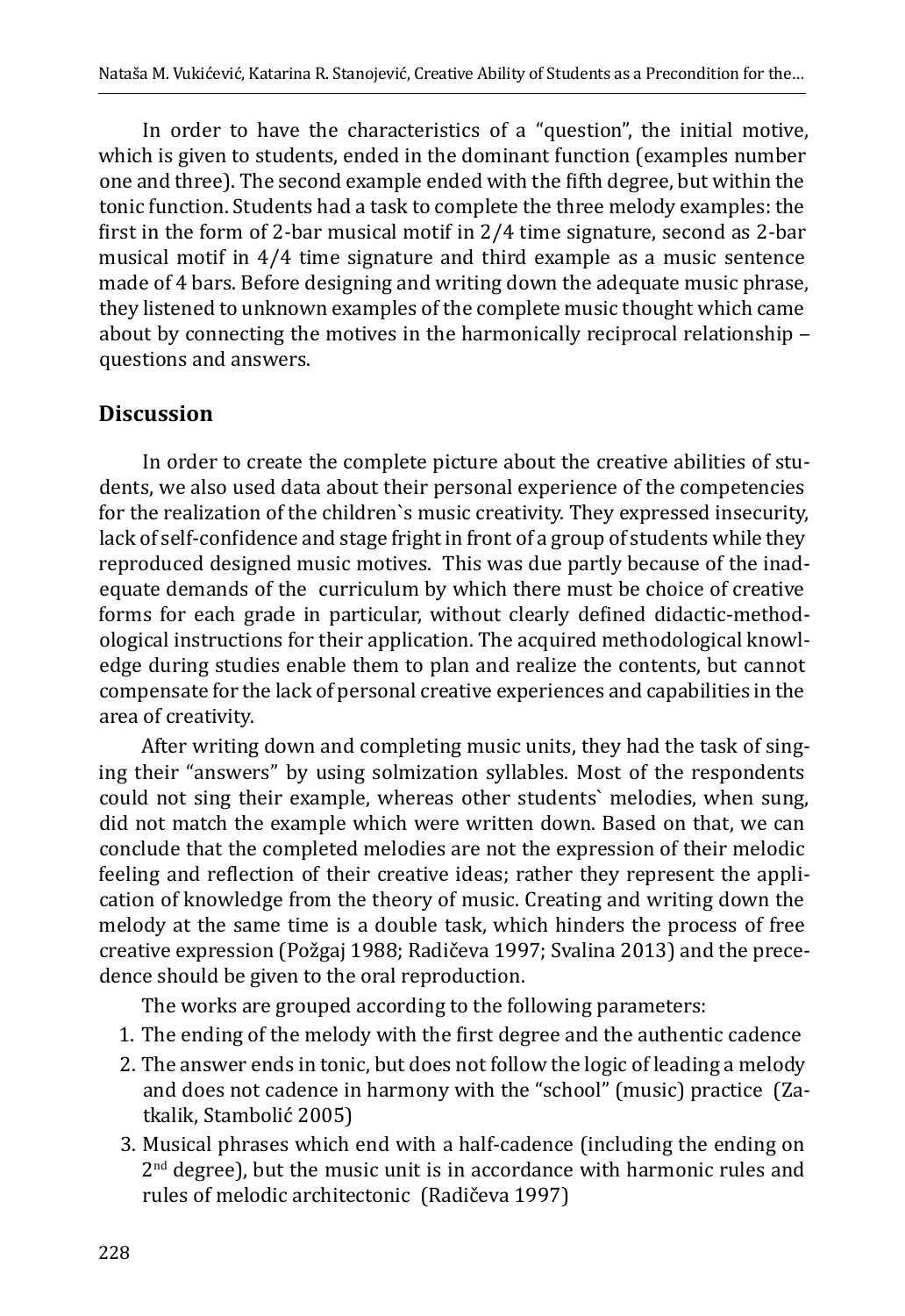In order to have the characteristics of a "question", the initial motive, which is given to students, ended in the dominant function (examples number one and three). The second example ended with the fifth degree, but within the tonic function. Students had a task to complete the three melody examples: the first in the form of 2-bar musical motif in 2/4 time signature, second as 2-bar musical motif in 4/4 time signature and third example as a music sentence made of 4 bars. Before designing and writing down the adequate music phrase, they listened to unknown examples of the complete music thought which came about by connecting the motives in the harmonically reciprocal relationship – questions and answers.

## Discussion

In order to create the complete picture about the creative abilities of students, we also used data about their personal experience of the competencies for the realization of the children`s music creativity. They expressed insecurity, lack of self-confidence and stage fright in front of a group of students while they reproduced designed music motives. This was due partly because of the inadequate demands of the curriculum by which there must be choice of creative forms for each grade in particular, without clearly defined didactic-methodological instructions for their application. The acquired methodological knowledge during studies enable them to plan and realize the contents, but cannot compensate for the lack of personal creative experiences and capabilities in the area of creativity.

After writing down and completing music units, they had the task of singing their "answers" by using solmization syllables. Most of the respondents could not sing their example, whereas other students` melodies, when sung, did not match the example which were written down. Based on that, we can conclude that the completed melodies are not the expression of their melodic feeling and reflection of their creative ideas; rather they represent the application of knowledge from the theory of music. Creating and writing down the melody at the same time is a double task, which hinders the process of free creative expression (Požgaj 1988; Radičeva 1997; Svalina 2013) and the precedence should be given to the oral reproduction.

The works are grouped according to the following parameters:

1. The ending of the melody with the first degree and the authentic cadence
2. The answer ends in tonic, but does not follow the logic of leading a melody and does not cadence in harmony with the "school" (music) practice (Zatkalik, Stambolić 2005)
3. Musical phrases which end with a half-cadence (including the ending on 2nd degree), but the music unit is in accordance with harmonic rules and rules of melodic architectonic (Radičeva 1997)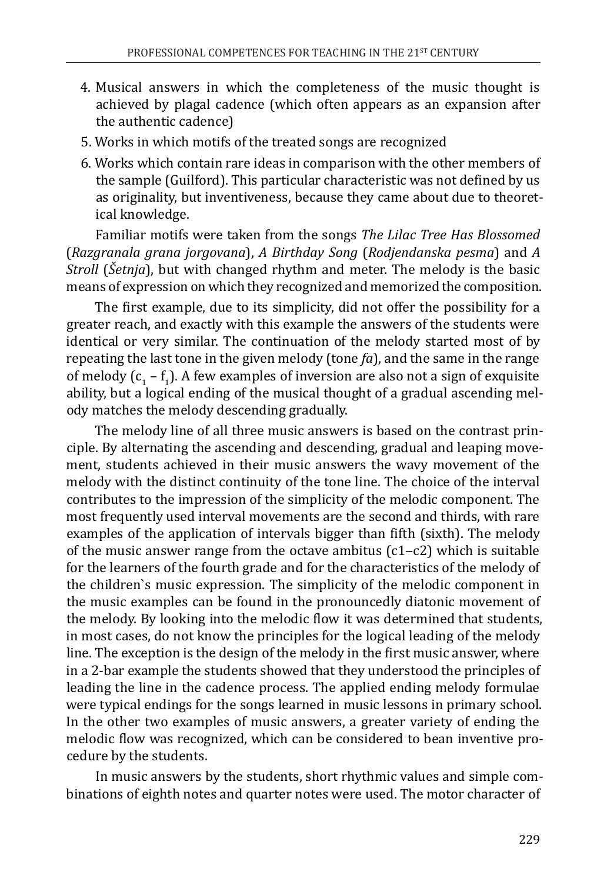4. Musical answers in which the completeness of the music thought is achieved by plagal cadence (which often appears as an expansion after the authentic cadence)
5. Works in which motifs of the treated songs are recognized
6. Works which contain rare ideas in comparison with the other members of the sample (Guilford). This particular characteristic was not defined by us as originality, but inventiveness, because they came about due to theoretical knowledge.

Familiar motifs were taken from the songs *The Lilac Tree Has Blossomed* (*Razgranala grana jorgovana*), *A Birthday Song* (*Rodjendanska pesma*) and *A Stroll* (*Šetnja*), but with changed rhythm and meter. The melody is the basic means of expression on which they recognized and memorized the composition.

The first example, due to its simplicity, did not offer the possibility for a greater reach, and exactly with this example the answers of the students were identical or very similar. The continuation of the melody started most of by repeating the last tone in the given melody (tone *fa*), and the same in the range of melody ($c_1$ – $f_1$). A few examples of inversion are also not a sign of exquisite ability, but a logical ending of the musical thought of a gradual ascending melody matches the melody descending gradually.

The melody line of all three music answers is based on the contrast principle. By alternating the ascending and descending, gradual and leaping movement, students achieved in their music answers the wavy movement of the melody with the distinct continuity of the tone line. The choice of the interval contributes to the impression of the simplicity of the melodic component. The most frequently used interval movements are the second and thirds, with rare examples of the application of intervals bigger than fifth (sixth). The melody of the music answer range from the octave ambitus (c1–c2) which is suitable for the learners of the fourth grade and for the characteristics of the melody of the children`s music expression. The simplicity of the melodic component in the music examples can be found in the pronouncedly diatonic movement of the melody. By looking into the melodic flow it was determined that students, in most cases, do not know the principles for the logical leading of the melody line. The exception is the design of the melody in the first music answer, where in a 2-bar example the students showed that they understood the principles of leading the line in the cadence process. The applied ending melody formulae were typical endings for the songs learned in music lessons in primary school. In the other two examples of music answers, a greater variety of ending the melodic flow was recognized, which can be considered to bean inventive procedure by the students.

In music answers by the students, short rhythmic values and simple combinations of eighth notes and quarter notes were used. The motor character of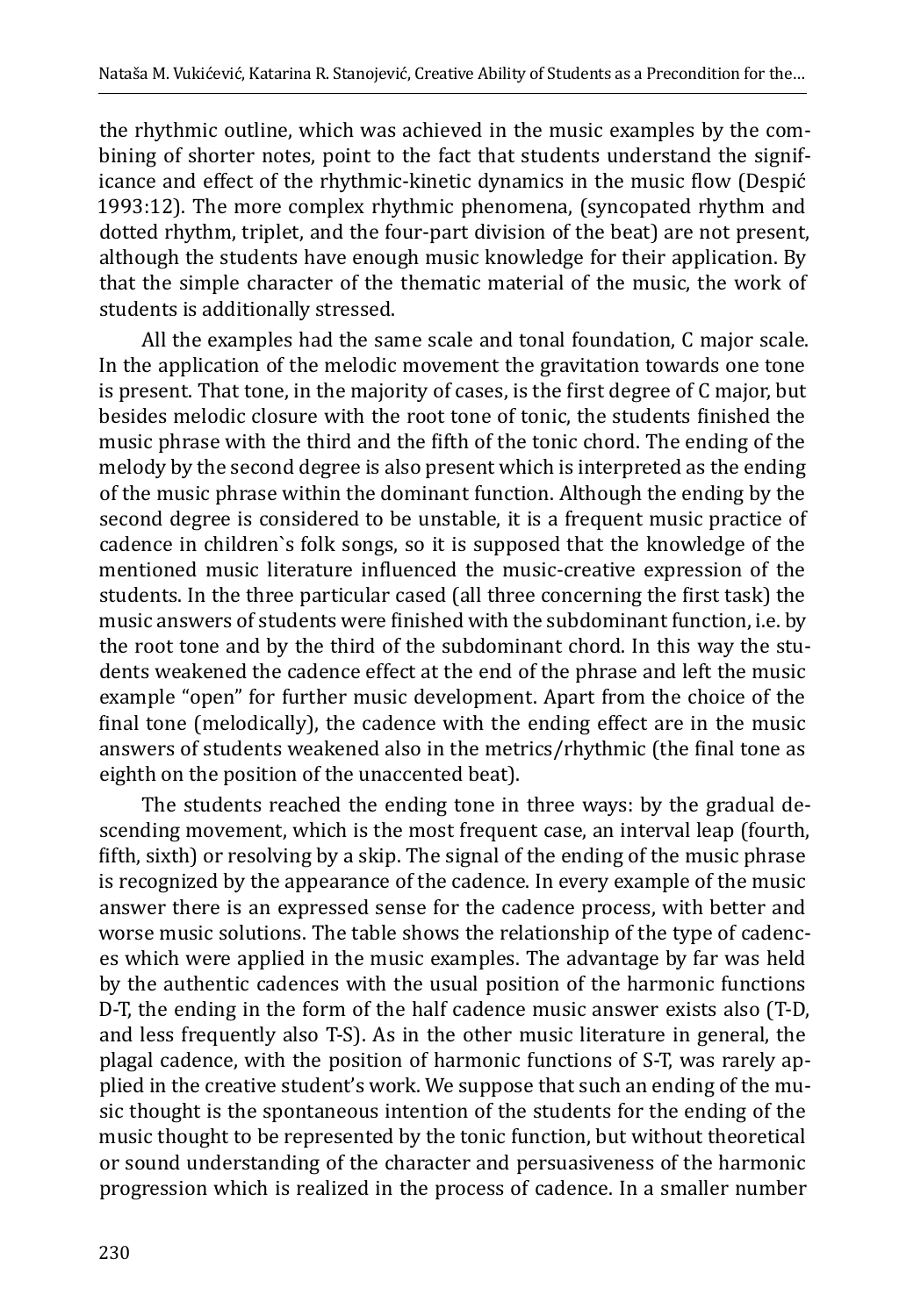the rhythmic outline, which was achieved in the music examples by the combining of shorter notes, point to the fact that students understand the significance and effect of the rhythmic-kinetic dynamics in the music flow (Despić 1993:12). The more complex rhythmic phenomena, (syncopated rhythm and dotted rhythm, triplet, and the four-part division of the beat) are not present, although the students have enough music knowledge for their application. By that the simple character of the thematic material of the music, the work of students is additionally stressed.

All the examples had the same scale and tonal foundation, C major scale. In the application of the melodic movement the gravitation towards one tone is present. That tone, in the majority of cases, is the first degree of C major, but besides melodic closure with the root tone of tonic, the students finished the music phrase with the third and the fifth of the tonic chord. The ending of the melody by the second degree is also present which is interpreted as the ending of the music phrase within the dominant function. Although the ending by the second degree is considered to be unstable, it is a frequent music practice of cadence in children`s folk songs, so it is supposed that the knowledge of the mentioned music literature influenced the music-creative expression of the students. In the three particular cased (all three concerning the first task) the music answers of students were finished with the subdominant function, i.e. by the root tone and by the third of the subdominant chord. In this way the students weakened the cadence effect at the end of the phrase and left the music example "open" for further music development. Apart from the choice of the final tone (melodically), the cadence with the ending effect are in the music answers of students weakened also in the metrics/rhythmic (the final tone as eighth on the position of the unaccented beat).

The students reached the ending tone in three ways: by the gradual descending movement, which is the most frequent case, an interval leap (fourth, fifth, sixth) or resolving by a skip. The signal of the ending of the music phrase is recognized by the appearance of the cadence. In every example of the music answer there is an expressed sense for the cadence process, with better and worse music solutions. The table shows the relationship of the type of cadences which were applied in the music examples. The advantage by far was held by the authentic cadences with the usual position of the harmonic functions D-T, the ending in the form of the half cadence music answer exists also (T-D, and less frequently also T-S). As in the other music literature in general, the plagal cadence, with the position of harmonic functions of S-T, was rarely applied in the creative student's work. We suppose that such an ending of the music thought is the spontaneous intention of the students for the ending of the music thought to be represented by the tonic function, but without theoretical or sound understanding of the character and persuasiveness of the harmonic progression which is realized in the process of cadence. In a smaller number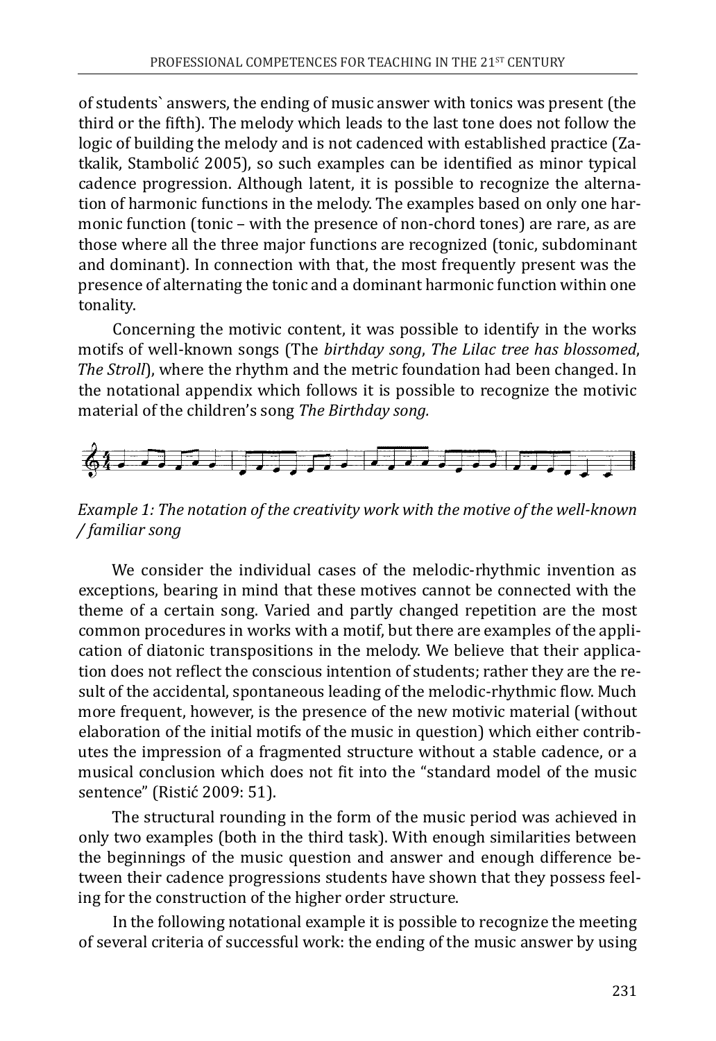of students` answers, the ending of music answer with tonics was present (the third or the fifth). The melody which leads to the last tone does not follow the logic of building the melody and is not cadenced with established practice (Zatkalik, Stambolić 2005), so such examples can be identified as minor typical cadence progression. Although latent, it is possible to recognize the alternation of harmonic functions in the melody. The examples based on only one harmonic function (tonic – with the presence of non-chord tones) are rare, as are those where all the three major functions are recognized (tonic, subdominant and dominant). In connection with that, the most frequently present was the presence of alternating the tonic and a dominant harmonic function within one tonality.

Concerning the motivic content, it was possible to identify in the works motifs of well-known songs (The *birthday song*, *The Lilac tree has blossomed*, *The Stroll*), where the rhythm and the metric foundation had been changed. In the notational appendix which follows it is possible to recognize the motivic material of the children's song *The Birthday song.*

*Example 1: The notation of the creativity work with the motive of the well-known / familiar song*

We consider the individual cases of the melodic-rhythmic invention as exceptions, bearing in mind that these motives cannot be connected with the theme of a certain song. Varied and partly changed repetition are the most common procedures in works with a motif, but there are examples of the application of diatonic transpositions in the melody. We believe that their application does not reflect the conscious intention of students; rather they are the result of the accidental, spontaneous leading of the melodic-rhythmic flow. Much more frequent, however, is the presence of the new motivic material (without elaboration of the initial motifs of the music in question) which either contributes the impression of a fragmented structure without a stable cadence, or a musical conclusion which does not fit into the "standard model of the music sentence" (Ristić 2009: 51).

The structural rounding in the form of the music period was achieved in only two examples (both in the third task). With enough similarities between the beginnings of the music question and answer and enough difference between their cadence progressions students have shown that they possess feeling for the construction of the higher order structure.

In the following notational example it is possible to recognize the meeting of several criteria of successful work: the ending of the music answer by using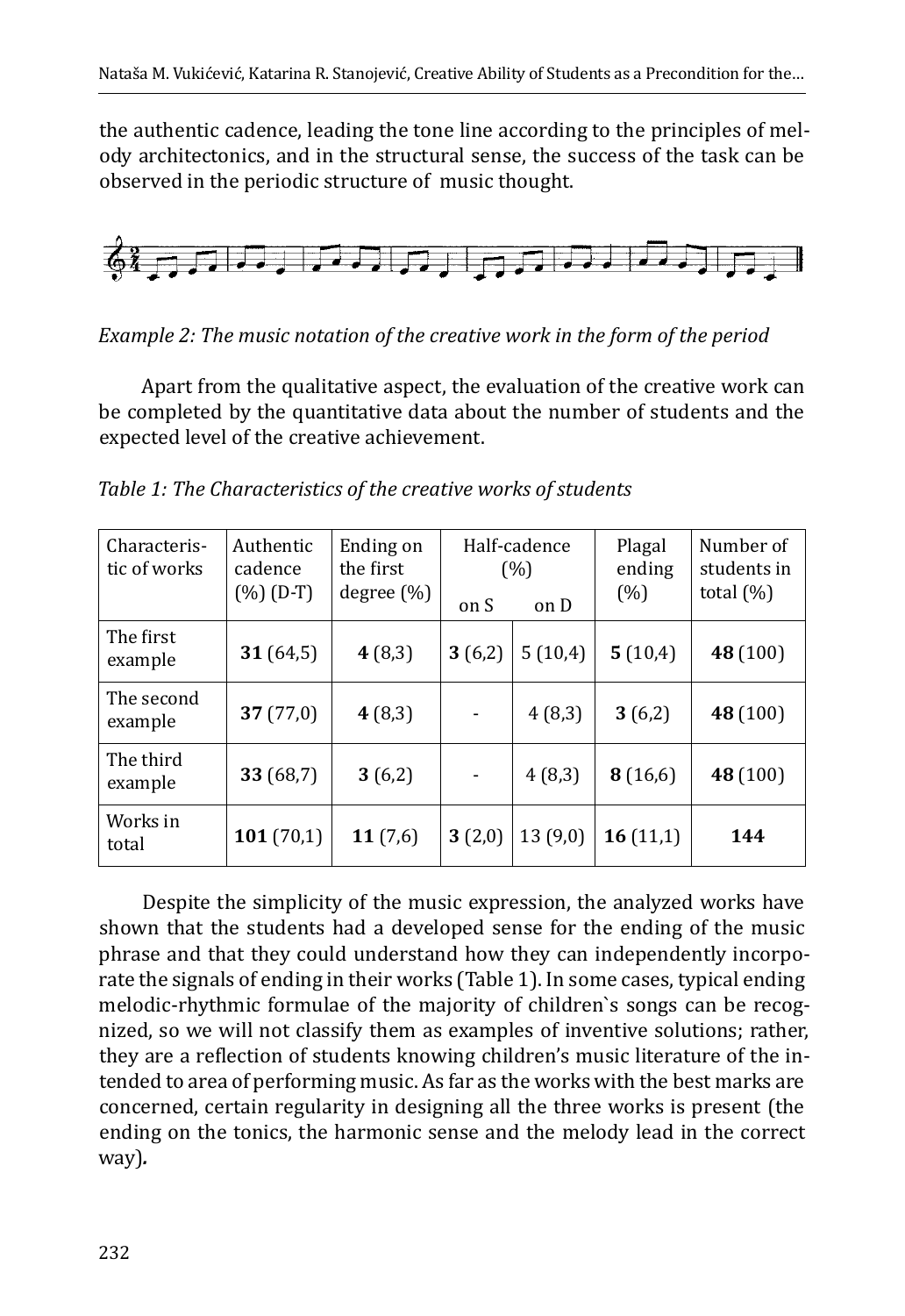the authentic cadence, leading the tone line according to the principles of melody architectonics, and in the structural sense, the success of the task can be observed in the periodic structure of music thought.

*Example 2: The music notation of the creative work in the form of the period*

Apart from the qualitative aspect, the evaluation of the creative work can be completed by the quantitative data about the number of students and the expected level of the creative achievement.

*Table 1: The Characteristics of the creative works of students*

| Characteristic of works | Authentic cadence (%) (D-T) | Ending on the first degree (%) | Half-cadence (%) | | Plagal ending (%) | Number of students in total (%) |
|---|---|---|---|---|---|---|
| | | | on S | on D | | |
| The first example | **31** (64,5) | **4** (8,3) | **3** (6,2) | 5 (10,4) | **5** (10,4) | **48** (100) |
| The second example | **37** (77,0) | **4** (8,3) | - | 4 (8,3) | **3** (6,2) | **48** (100) |
| The third example | **33** (68,7) | **3** (6,2) | - | 4 (8,3) | **8** (16,6) | **48** (100) |
| Works in total | **101** (70,1) | **11** (7,6) | **3** (2,0) | 13 (9,0) | **16** (11,1) | **144** |

Despite the simplicity of the music expression, the analyzed works have shown that the students had a developed sense for the ending of the music phrase and that they could understand how they can independently incorporate the signals of ending in their works (Table 1). In some cases, typical ending melodic-rhythmic formulae of the majority of children`s songs can be recognized, so we will not classify them as examples of inventive solutions; rather, they are a reflection of students knowing children's music literature of the intended to area of performing music. As far as the works with the best marks are concerned, certain regularity in designing all the three works is present (the ending on the tonics, the harmonic sense and the melody lead in the correct way)**.**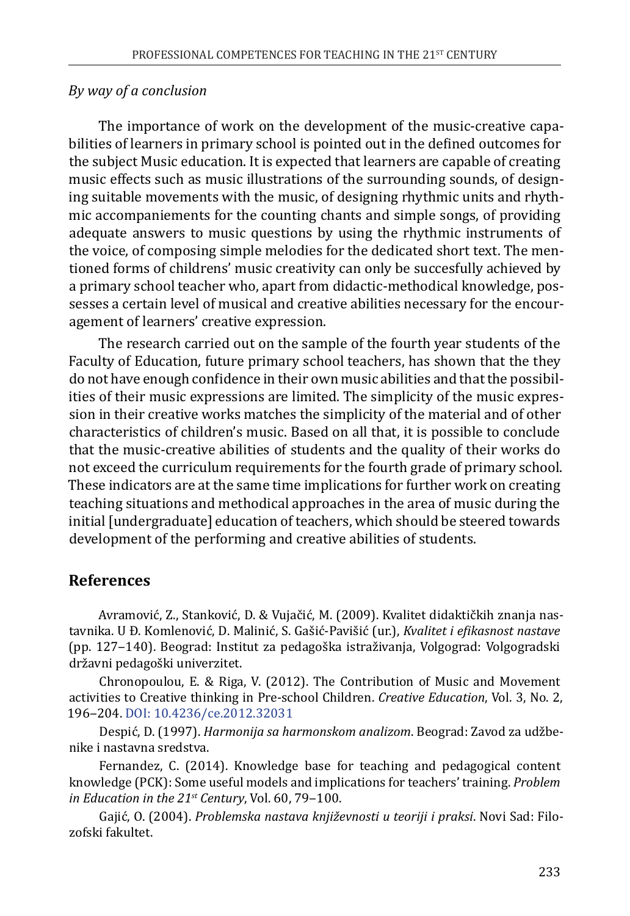*By way of a conclusion*

The importance of work on the development of the music-creative capabilities of learners in primary school is pointed out in the defined outcomes for the subject Music education. It is expected that learners are capable of creating music effects such as music illustrations of the surrounding sounds, of designing suitable movements with the music, of designing rhythmic units and rhythmic accompaniements for the counting chants and simple songs, of providing adequate answers to music questions by using the rhythmic instruments of the voice, of composing simple melodies for the dedicated short text. The mentioned forms of childrens' music creativity can only be succesfully achieved by a primary school teacher who, apart from didactic-methodical knowledge, possesses a certain level of musical and creative abilities necessary for the encouragement of learners' creative expression.

The research carried out on the sample of the fourth year students of the Faculty of Education, future primary school teachers, has shown that the they do not have enough confidence in their own music abilities and that the possibilities of their music expressions are limited. The simplicity of the music expression in their creative works matches the simplicity of the material and of other characteristics of children's music. Based on all that, it is possible to conclude that the music-creative abilities of students and the quality of their works do not exceed the curriculum requirements for the fourth grade of primary school. These indicators are at the same time implications for further work on creating teaching situations and methodical approaches in the area of music during the initial [undergraduate] education of teachers, which should be steered towards development of the performing and creative abilities of students.

## References

Avramović, Z., Stanković, D. & Vujačić, M. (2009). Kvalitet didaktičkih znanja nastavnika. U Đ. Komlenović, D. Malinić, S. Gašić-Pavišić (ur.), *Kvalitet i efikasnost nastave* (pp. 127–140). Beograd: Institut za pedagoška istraživanja, Volgograd: Volgogradski državni pedagoški univerzitet.

Chronopoulou, E. & Riga, V. (2012). The Contribution of Music and Movement activities to Creative thinking in Pre-school Children. *Creative Education*, Vol. 3, No. 2, 196–204. DOI: 10.4236/ce.2012.32031

Despić, D. (1997). *Harmonija sa harmonskom analizom*. Beograd: Zavod za udžbenike i nastavna sredstva.

Fernandez, C. (2014). Knowledge base for teaching and pedagogical content knowledge (PCK): Some useful models and implications for teachers' training. *Problem in Education in the 21st Century*, Vol. 60, 79–100.

Gajić, O. (2004). *Problemska nastava književnosti u teoriji i praksi*. Novi Sad: Filozofski fakultet.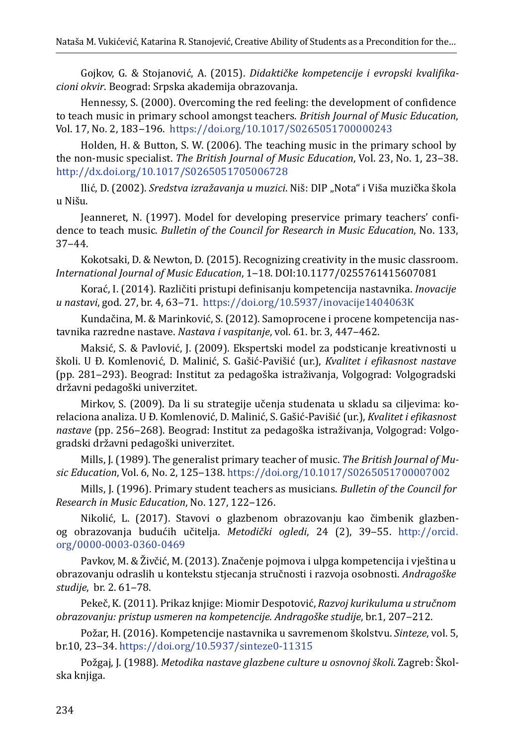Gojkov, G. & Stojanović, A. (2015). *Didaktičke kompetencije i evropski kvalifikacioni okvir*. Beograd: Srpska akademija obrazovanja.

Hennessy, S. (2000). Overcoming the red feeling: the development of confidence to teach music in primary school amongst teachers. *British Journal of Music Education*, Vol. 17, No. 2, 183–196. https://doi.org/10.1017/S0265051700000243

Holden, H. & Button, S. W. (2006). The teaching music in the primary school by the non-music specialist. *The British Journal of Music Education*, Vol. 23, No. 1, 23–38. http://dx.doi.org/10.1017/S0265051705006728

Ilić, D. (2002). *Sredstva izražavanja u muzici*. Niš: DIP „Nota" i Viša muzička škola u Nišu.

Jeanneret, N. (1997). Model for developing preservice primary teachers' confidence to teach music. *Bulletin of the Council for Research in Music Education*, No. 133, 37–44.

Kokotsaki, D. & Newton, D. (2015). Recognizing creativity in the music classroom. *International Journal of Music Education*, 1–18. DOI:10.1177/0255761415607081

Korać, I. (2014). Različiti pristupi definisanju kompetencija nastavnika. *Inovacije u nastavi*, god. 27, br. 4, 63–71. https://doi.org/10.5937/inovacije1404063K

Kundačina, M. & Marinković, S. (2012). Samoprocene i procene kompetencija nastavnika razredne nastave. *Nastava i vaspitanje*, vol. 61. br. 3, 447–462.

Maksić, S. & Pavlović, J. (2009). Ekspertski model za podsticanje kreativnosti u školi. U Đ. Komlenović, D. Malinić, S. Gašić-Pavišić (ur.), *Kvalitet i efikasnost nastave* (pp. 281–293). Beograd: Institut za pedagoška istraživanja, Volgograd: Volgogradski državni pedagoški univerzitet.

Mirkov, S. (2009). Da li su strategije učenja studenata u skladu sa ciljevima: korelaciona analiza. U Đ. Komlenović, D. Malinić, S. Gašić-Pavišić (ur.), *Kvalitet i efikasnost nastave* (pp. 256–268). Beograd: Institut za pedagoška istraživanja, Volgograd: Volgogradski državni pedagoški univerzitet.

Mills, J. (1989). The generalist primary teacher of music. *The British Journal of Music Education*, Vol. 6, No. 2, 125–138. https://doi.org/10.1017/S0265051700007002

Mills, J. (1996). Primary student teachers as musicians. *Bulletin of the Council for Research in Music Education*, No. 127, 122–126.

Nikolić, L. (2017). Stavovi o glazbenom obrazovanju kao čimbenik glazbenog obrazovanja budućih učitelja. *Metodički ogledi*, 24 (2), 39–55. http://orcid.org/0000-0003-0360-0469

Pavkov, M. & Živčić, M. (2013). Značenje pojmova i ulpga kompetencija i vještina u obrazovanju odraslih u kontekstu stjecanja stručnosti i razvoja osobnosti. *Andragoške studije*, br. 2. 61–78.

Pekeč, K. (2011). Prikaz knjige: Miomir Despotović, *Razvoj kurikuluma u stručnom obrazovanju: pristup usmeren na kompetencije*. *Andragoške studije*, br.1, 207–212.

Požar, H. (2016). Kompetencije nastavnika u savremenom školstvu. *Sinteze*, vol. 5, br.10, 23–34. https://doi.org/10.5937/sinteze0-11315

Požgaj, J. (1988). *Metodika nastave glazbene culture u osnovnoj školi*. Zagreb: Školska knjiga.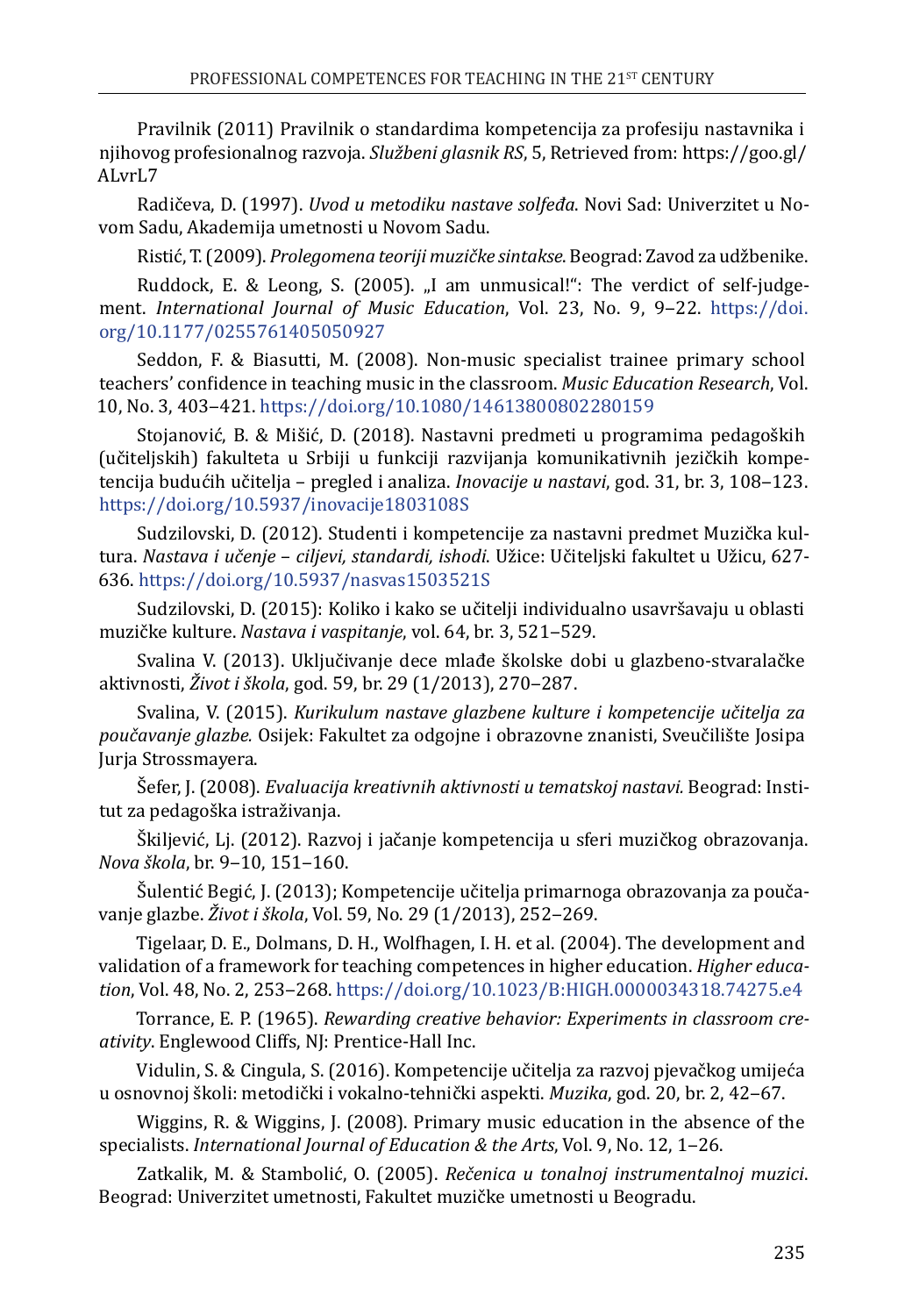Pravilnik (2011) Pravilnik o standardima kompetencija za profesiju nastavnika i njihovog profesionalnog razvoja. *Službeni glasnik RS*, 5, Retrieved from: https://goo.gl/ALvrL7

Radičeva, D. (1997). *Uvod u metodiku nastave solfeđa*. Novi Sad: Univerzitet u Novom Sadu, Akademija umetnosti u Novom Sadu.

Ristić, T. (2009). *Prolegomena teoriji muzičke sintakse*. Beograd: Zavod za udžbenike.

Ruddock, E. & Leong, S. (2005). „I am unmusical!": The verdict of self-judgement. *International Journal of Music Education*, Vol. 23, No. 9, 9–22. https://doi.org/10.1177/0255761405050927

Seddon, F. & Biasutti, M. (2008). Non-music specialist trainee primary school teachers' confidence in teaching music in the classroom. *Music Education Research*, Vol. 10, No. 3, 403–421. https://doi.org/10.1080/14613800802280159

Stojanović, B. & Mišić, D. (2018). Nastavni predmeti u programima pedagoških (učiteljskih) fakulteta u Srbiji u funkciji razvijanja komunikativnih jezičkih kompetencija budućih učitelja – pregled i analiza. *Inovacije u nastavi*, god. 31, br. 3, 108–123. https://doi.org/10.5937/inovacije1803108S

Sudzilovski, D. (2012). Studenti i kompetencije za nastavni predmet Muzička kultura. *Nastava i učenje – ciljevi, standardi, ishodi*. Užice: Učiteljski fakultet u Užicu, 627-636. https://doi.org/10.5937/nasvas1503521S

Sudzilovski, D. (2015): Koliko i kako se učitelji individualno usavršavaju u oblasti muzičke kulture. *Nastava i vaspitanje*, vol. 64, br. 3, 521–529.

Svalina V. (2013). Uključivanje dece mlađe školske dobi u glazbeno-stvaralačke aktivnosti, *Život i škola*, god. 59, br. 29 (1/2013), 270–287.

Svalina, V. (2015). *Kurikulum nastave glazbene kulture i kompetencije učitelja za poučavanje glazbe.* Osijek: Fakultet za odgojne i obrazovne znanisti, Sveučilište Josipa Jurja Strossmayera.

Šefer, J. (2008). *Evaluacija kreativnih aktivnosti u tematskoj nastavi.* Beograd: Institut za pedagoška istraživanja.

Škiljević, Lj. (2012). Razvoj i jačanje kompetencija u sferi muzičkog obrazovanja. *Nova škola*, br. 9–10, 151–160.

Šulentić Begić, J. (2013); Kompetencije učitelja primarnoga obrazovanja za poučavanje glazbe. *Život i škola*, Vol. 59, No. 29 (1/2013), 252–269.

Tigelaar, D. E., Dolmans, D. H., Wolfhagen, I. H. et al. (2004). The development and validation of a framework for teaching competences in higher education. *Higher education*, Vol. 48, No. 2, 253–268. https://doi.org/10.1023/B:HIGH.0000034318.74275.e4

Torrance, E. P. (1965). *Rewarding creative behavior: Experiments in classroom creativity*. Englewood Cliffs, NJ: Prentice-Hall Inc.

Vidulin, S. & Cingula, S. (2016). Kompetencije učitelja za razvoj pjevačkog umijeća u osnovnoj školi: metodički i vokalno-tehnički aspekti. *Muzika*, god. 20, br. 2, 42–67.

Wiggins, R. & Wiggins, J. (2008). Primary music education in the absence of the specialists. *International Journal of Education & the Arts*, Vol. 9, No. 12, 1–26.

Zatkalik, M. & Stambolić, O. (2005). *Rečenica u tonalnoj instrumentalnoj muzici*. Beograd: Univerzitet umetnosti, Fakultet muzičke umetnosti u Beogradu.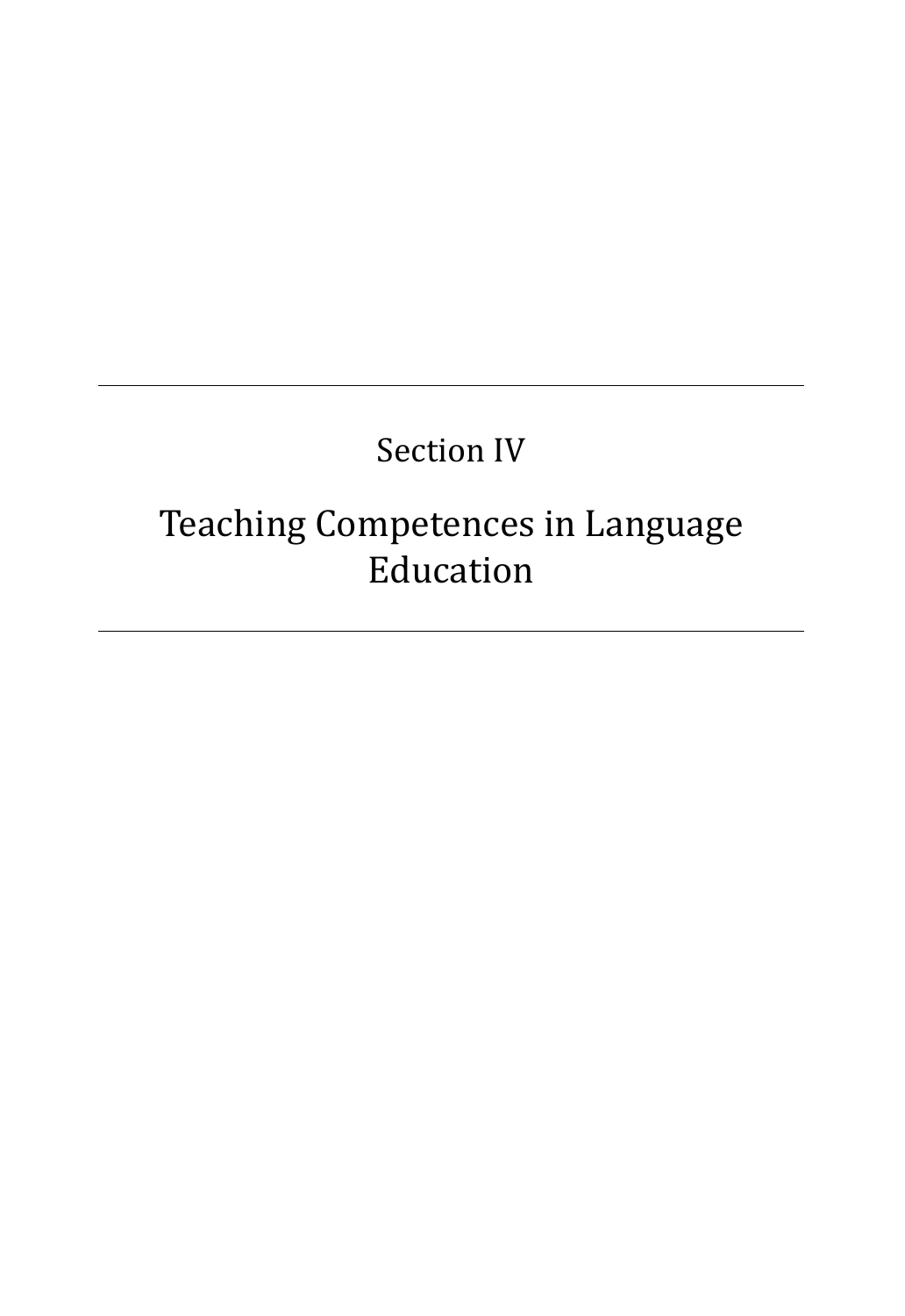# Section IV

# Teaching Competences in Language Education